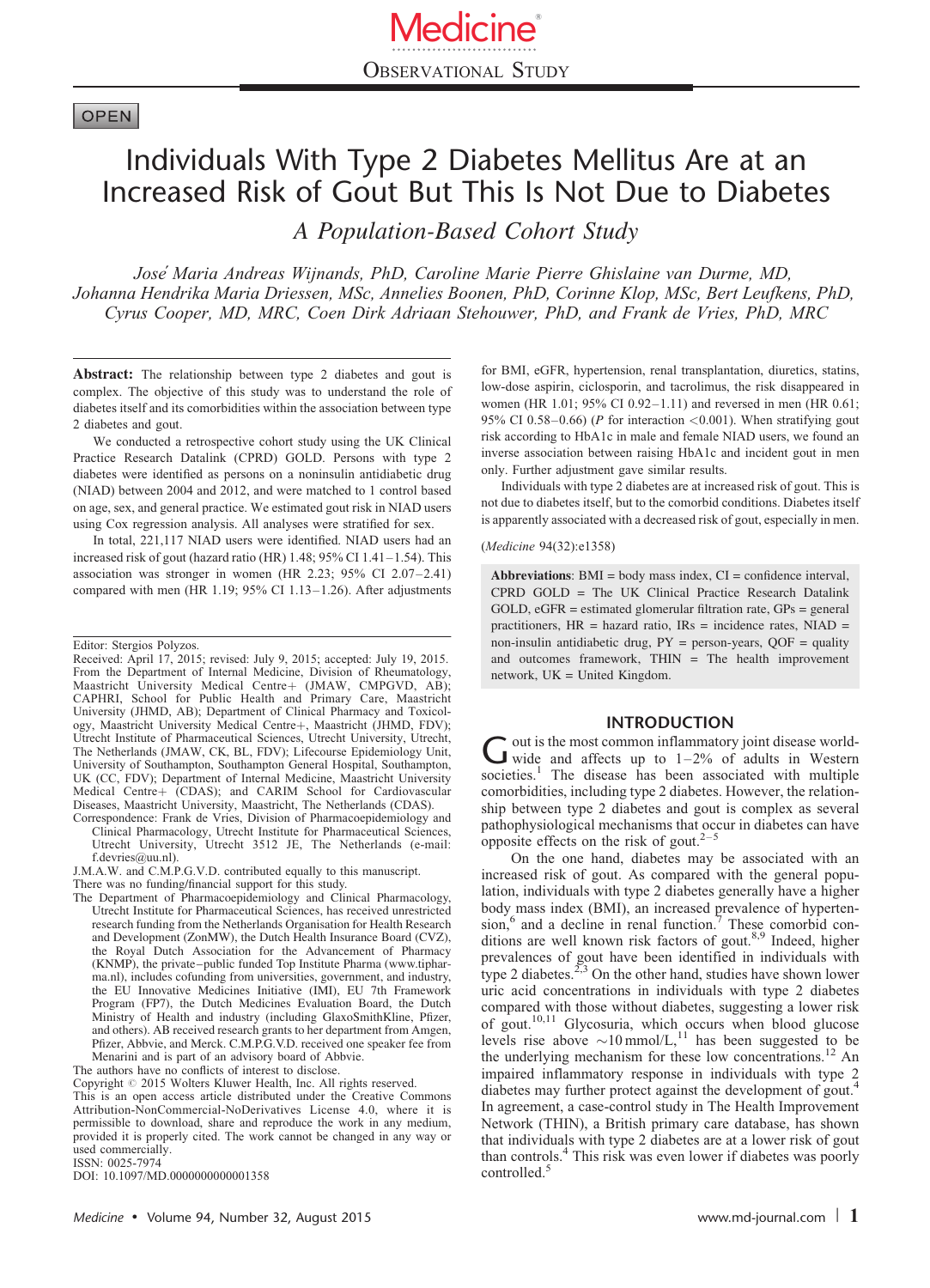Observational Study

OPEN

# Individuals With Type 2 Diabetes Mellitus Are at an Increased Risk of Gout But This Is Not Due to Diabetes

## A Population-Based Cohort Study

*José Maria Andreas Wijnands, PhD, Caroline Marie Pierre Ghislaine van Durme, MD, Johanna Hendrika Maria Driessen, MSc, Annelies Boonen, PhD, Corinne Klop, MSc, Bert Leufkens, PhD, Cyrus Cooper, MD, MRC, Coen Dirk Adriaan Stehouwer, PhD, and Frank de Vries, PhD, MRC*

**Abstract:** The relationship between type 2 diabetes and gout is complex. The objective of this study was to understand the role of diabetes itself and its comorbidities within the association between type 2 diabetes and gout.

We conducted a retrospective cohort study using the UK Clinical Practice Research Datalink (CPRD) GOLD. Persons with type 2 diabetes were identified as persons on a noninsulin antidiabetic drug (NIAD) between 2004 and 2012, and were matched to 1 control based on age, sex, and general practice. We estimated gout risk in NIAD users using Cox regression analysis. All analyses were stratified for sex.

In total, 221,117 NIAD users were identified. NIAD users had an increased risk of gout (hazard ratio (HR) 1.48; 95% CI 1.41–1.54). This association was stronger in women (HR 2.23; 95% CI 2.07–2.41) compared with men (HR 1.19; 95% CI 1.13–1.26). After adjustments for BMI, eGFR, hypertension, renal transplantation, diuretics, statins, low-dose aspirin, ciclosporin, and tacrolimus, the risk disappeared in women (HR 1.01; 95% CI 0.92–1.11) and reversed in men (HR 0.61; 95% CI 0.58–0.66) (P for interaction <0.001). When stratifying gout risk according to HbA1c in male and female NIAD users, we found an inverse association between raising HbA1c and incident gout in men only. Further adjustment gave similar results.

Individuals with type 2 diabetes are at increased risk of gout. This is not due to diabetes itself, but to the comorbid conditions. Diabetes itself is apparently associated with a decreased risk of gout, especially in men.

(*Medicine* 94(32):e1358)

**Abbreviations**: BMI = body mass index, CI = confidence interval, CPRD GOLD = The UK Clinical Practice Research Datalink GOLD, eGFR = estimated glomerular filtration rate, GPs = general practitioners, HR = hazard ratio, IRs = incidence rates, NIAD = non-insulin antidiabetic drug, PY = person-years, QOF = quality and outcomes framework, THIN = The health improvement network, UK = United Kingdom.

Editor: Stergios Polyzos.

Received: April 17, 2015; revised: July 9, 2015; accepted: July 19, 2015.

From the Department of Internal Medicine, Division of Rheumatology, Maastricht University Medical Centre+ (JMAW, CMPGVD, AB); CAPHRI, School for Public Health and Primary Care, Maastricht University (JHMD, AB); Department of Clinical Pharmacy and Toxicology, Maastricht University Medical Centre+, Maastricht (JHMD, FDV); Utrecht Institute of Pharmaceutical Sciences, Utrecht University, Utrecht, The Netherlands (JMAW, CK, BL, FDV); Lifecourse Epidemiology Unit, University of Southampton, Southampton General Hospital, Southampton, UK (CC, FDV); Department of Internal Medicine, Maastricht University Medical Centre+ (CDAS); and CARIM School for Cardiovascular Diseases, Maastricht University, Maastricht, The Netherlands (CDAS).

Correspondence: Frank de Vries, Division of Pharmacoepidemiology and Clinical Pharmacology, Utrecht Institute for Pharmaceutical Sciences, Utrecht University, Utrecht 3512 JE, The Netherlands (e-mail: f.devries@uu.nl).

J.M.A.W. and C.M.P.G.V.D. contributed equally to this manuscript.

There was no funding/financial support for this study.

The Department of Pharmacoepidemiology and Clinical Pharmacology, Utrecht Institute for Pharmaceutical Sciences, has received unrestricted research funding from the Netherlands Organisation for Health Research and Development (ZonMW), the Dutch Health Insurance Board (CVZ), the Royal Dutch Association for the Advancement of Pharmacy (KNMP), the private–public funded Top Institute Pharma (www.tipharma.nl), includes cofunding from universities, government, and industry, the EU Innovative Medicines Initiative (IMI), EU 7th Framework Program (FP7), the Dutch Medicines Evaluation Board, the Dutch Ministry of Health and industry (including GlaxoSmithKline, Pfizer, and others). AB received research grants to her department from Amgen, Pfizer, Abbvie, and Merck. C.M.P.G.V.D. received one speaker fee from Menarini and is part of an advisory board of Abbvie.

The authors have no conflicts of interest to disclose.

Copyright © 2015 Wolters Kluwer Health, Inc. All rights reserved.

This is an open access article distributed under the Creative Commons Attribution-NonCommercial-NoDerivatives License 4.0, where it is permissible to download, share and reproduce the work in any medium, provided it is properly cited. The work cannot be changed in any way or used commercially.

ISSN: 0025-7974

DOI: 10.1097/MD.0000000000001358

## INTRODUCTION

Gout is the most common inflammatory joint disease worldwide and affects up to 1–2% of adults in Western societies.[1] The disease has been associated with multiple comorbidities, including type 2 diabetes. However, the relationship between type 2 diabetes and gout is complex as several pathophysiological mechanisms that occur in diabetes can have opposite effects on the risk of gout.[2–5]

On the one hand, diabetes may be associated with an increased risk of gout. As compared with the general population, individuals with type 2 diabetes generally have a higher body mass index (BMI), an increased prevalence of hypertension,[6] and a decline in renal function.[7] These comorbid conditions are well known risk factors of gout.[8,9] Indeed, higher prevalences of gout have been identified in individuals with type 2 diabetes.[2,3] On the other hand, studies have shown lower uric acid concentrations in individuals with type 2 diabetes compared with those without diabetes, suggesting a lower risk of gout.[10,11] Glycosuria, which occurs when blood glucose levels rise above ~10 mmol/L,[11] has been suggested to be the underlying mechanism for these low concentrations.[12] An impaired inflammatory response in individuals with type 2 diabetes may further protect against the development of gout.[4] In agreement, a case-control study in The Health Improvement Network (THIN), a British primary care database, has shown that individuals with type 2 diabetes are at a lower risk of gout than controls.[4] This risk was even lower if diabetes was poorly controlled.[5]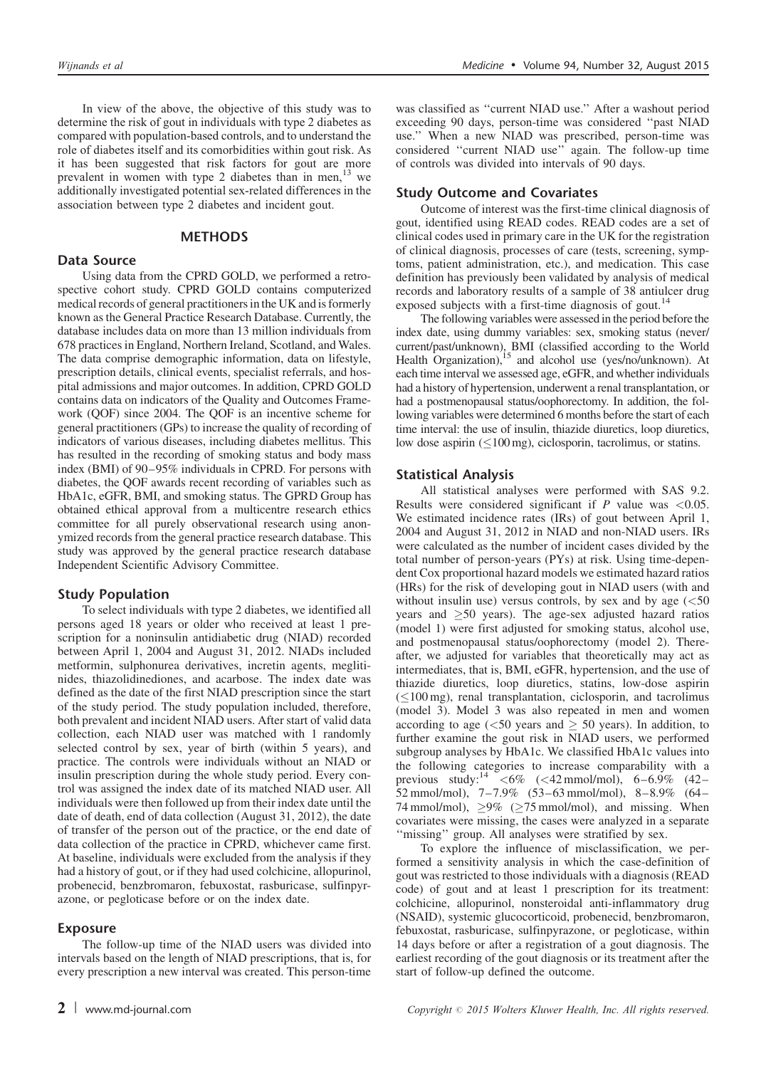In view of the above, the objective of this study was to determine the risk of gout in individuals with type 2 diabetes as compared with population-based controls, and to understand the role of diabetes itself and its comorbidities within gout risk. As it has been suggested that risk factors for gout are more prevalent in women with type 2 diabetes than in men,[13] we additionally investigated potential sex-related differences in the association between type 2 diabetes and incident gout.

## METHODS

### Data Source

Using data from the CPRD GOLD, we performed a retrospective cohort study. CPRD GOLD contains computerized medical records of general practitioners in the UK and is formerly known as the General Practice Research Database. Currently, the database includes data on more than 13 million individuals from 678 practices in England, Northern Ireland, Scotland, and Wales. The data comprise demographic information, data on lifestyle, prescription details, clinical events, specialist referrals, and hospital admissions and major outcomes. In addition, CPRD GOLD contains data on indicators of the Quality and Outcomes Framework (QOF) since 2004. The QOF is an incentive scheme for general practitioners (GPs) to increase the quality of recording of indicators of various diseases, including diabetes mellitus. This has resulted in the recording of smoking status and body mass index (BMI) of 90–95% individuals in CPRD. For persons with diabetes, the QOF awards recent recording of variables such as HbA1c, eGFR, BMI, and smoking status. The GPRD Group has obtained ethical approval from a multicentre research ethics committee for all purely observational research using anonymized records from the general practice research database. This study was approved by the general practice research database Independent Scientific Advisory Committee.

### Study Population

To select individuals with type 2 diabetes, we identified all persons aged 18 years or older who received at least 1 prescription for a noninsulin antidiabetic drug (NIAD) recorded between April 1, 2004 and August 31, 2012. NIADs included metformin, sulphonurea derivatives, incretin agents, meglitinides, thiazolidinediones, and acarbose. The index date was defined as the date of the first NIAD prescription since the start of the study period. The study population included, therefore, both prevalent and incident NIAD users. After start of valid data collection, each NIAD user was matched with 1 randomly selected control by sex, year of birth (within 5 years), and practice. The controls were individuals without an NIAD or insulin prescription during the whole study period. Every control was assigned the index date of its matched NIAD user. All individuals were then followed up from their index date until the date of death, end of data collection (August 31, 2012), the date of transfer of the person out of the practice, or the end date of data collection of the practice in CPRD, whichever came first. At baseline, individuals were excluded from the analysis if they had a history of gout, or if they had used colchicine, allopurinol, probenecid, benzbromaron, febuxostat, rasburicase, sulfinpyrazone, or pegloticase before or on the index date.

### Exposure

The follow-up time of the NIAD users was divided into intervals based on the length of NIAD prescriptions, that is, for every prescription a new interval was created. This person-time was classified as "current NIAD use." After a washout period exceeding 90 days, person-time was considered "past NIAD use." When a new NIAD was prescribed, person-time was considered "current NIAD use" again. The follow-up time of controls was divided into intervals of 90 days.

### Study Outcome and Covariates

Outcome of interest was the first-time clinical diagnosis of gout, identified using READ codes. READ codes are a set of clinical codes used in primary care in the UK for the registration of clinical diagnosis, processes of care (tests, screening, symptoms, patient administration, etc.), and medication. This case definition has previously been validated by analysis of medical records and laboratory results of a sample of 38 antiulcer drug exposed subjects with a first-time diagnosis of gout.[14]

The following variables were assessed in the period before the index date, using dummy variables: sex, smoking status (never/current/past/unknown), BMI (classified according to the World Health Organization),[15] and alcohol use (yes/no/unknown). At each time interval we assessed age, eGFR, and whether individuals had a history of hypertension, underwent a renal transplantation, or had a postmenopausal status/oophorectomy. In addition, the following variables were determined 6 months before the start of each time interval: the use of insulin, thiazide diuretics, loop diuretics, low dose aspirin ($\leq$100 mg), ciclosporin, tacrolimus, or statins.

### Statistical Analysis

All statistical analyses were performed with SAS 9.2. Results were considered significant if $P$ value was $<$0.05. We estimated incidence rates (IRs) of gout between April 1, 2004 and August 31, 2012 in NIAD and non-NIAD users. IRs were calculated as the number of incident cases divided by the total number of person-years (PYs) at risk. Using time-dependent Cox proportional hazard models we estimated hazard ratios (HRs) for the risk of developing gout in NIAD users (with and without insulin use) versus controls, by sex and by age ($<$50 years and $\geq$50 years). The age-sex adjusted hazard ratios (model 1) were first adjusted for smoking status, alcohol use, and postmenopausal status/oophorectomy (model 2). Thereafter, we adjusted for variables that theoretically may act as intermediates, that is, BMI, eGFR, hypertension, and the use of thiazide diuretics, loop diuretics, statins, low-dose aspirin ($\leq$100 mg), renal transplantation, ciclosporin, and tacrolimus (model 3). Model 3 was also repeated in men and women according to age ($<$50 years and $\geq$ 50 years). In addition, to further examine the gout risk in NIAD users, we performed subgroup analyses by HbA1c. We classified HbA1c values into the following categories to increase comparability with a previous study:[14] $<$6% ($<$42 mmol/mol), 6–6.9% (42–52 mmol/mol), 7–7.9% (53–63 mmol/mol), 8–8.9% (64–74 mmol/mol), $\geq$9% ($\geq$75 mmol/mol), and missing. When covariates were missing, the cases were analyzed in a separate "missing" group. All analyses were stratified by sex.

To explore the influence of misclassification, we performed a sensitivity analysis in which the case-definition of gout was restricted to those individuals with a diagnosis (READ code) of gout and at least 1 prescription for its treatment: colchicine, allopurinol, nonsteroidal anti-inflammatory drug (NSAID), systemic glucocorticoid, probenecid, benzbromaron, febuxostat, rasburicase, sulfinpyrazone, or pegloticase, within 14 days before or after a registration of a gout diagnosis. The earliest recording of the gout diagnosis or its treatment after the start of follow-up defined the outcome.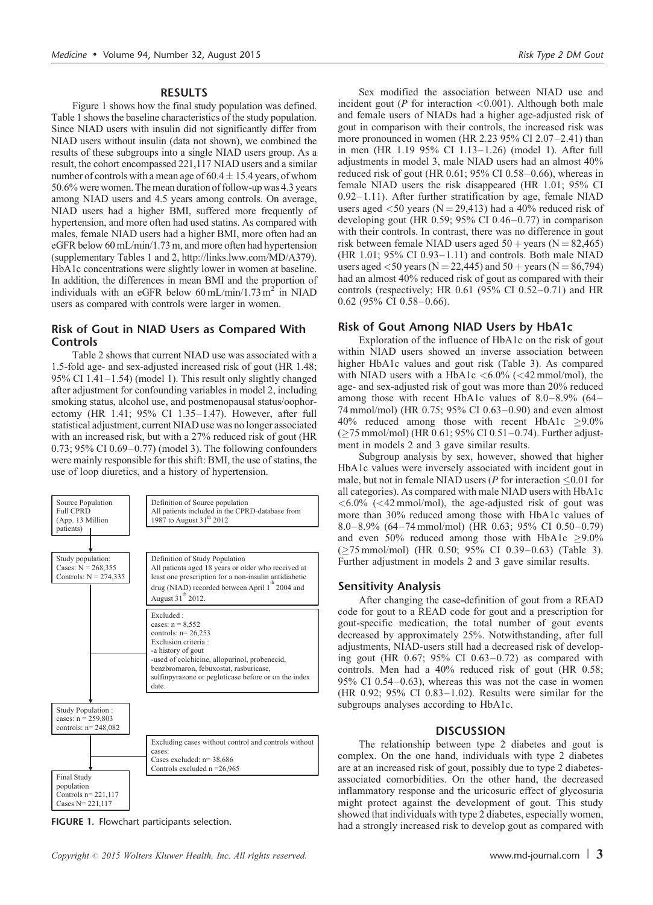## RESULTS

Figure 1 shows how the final study population was defined. Table 1 shows the baseline characteristics of the study population. Since NIAD users with insulin did not significantly differ from NIAD users without insulin (data not shown), we combined the results of these subgroups into a single NIAD users group. As a result, the cohort encompassed 221,117 NIAD users and a similar number of controls with a mean age of $60.4 \pm 15.4$ years, of whom 50.6% were women. The mean duration of follow-up was 4.3 years among NIAD users and 4.5 years among controls. On average, NIAD users had a higher BMI, suffered more frequently of hypertension, and more often had used statins. As compared with males, female NIAD users had a higher BMI, more often had an eGFR below 60 mL/min/1.73 m, and more often had hypertension (supplementary Tables 1 and 2, http://links.lww.com/MD/A379). HbA1c concentrations were slightly lower in women at baseline. In addition, the differences in mean BMI and the proportion of individuals with an eGFR below 60 mL/min/1.73 $m^2$ in NIAD users as compared with controls were larger in women.

### Risk of Gout in NIAD Users as Compared With Controls

Table 2 shows that current NIAD use was associated with a 1.5-fold age- and sex-adjusted increased risk of gout (HR 1.48; 95% CI 1.41–1.54) (model 1). This result only slightly changed after adjustment for confounding variables in model 2, including smoking status, alcohol use, and postmenopausal status/oophorectomy (HR 1.41; 95% CI 1.35–1.47). However, after full statistical adjustment, current NIAD use was no longer associated with an increased risk, but with a 27% reduced risk of gout (HR 0.73; 95% CI 0.69–0.77) (model 3). The following confounders were mainly responsible for this shift: BMI, the use of statins, the use of loop diuretics, and a history of hypertension.

Source Population Full CPRD (App. 13 Million patients) — Definition of Source population: All patients included in the CPRD-database from 1987 to August 31th 2012

Study population: Cases: N = 268,355; Controls: N = 274,335 — Definition of Study Population: All patients aged 18 years or older who received at least one prescription for a non-insulin antidiabetic drug (NIAD) recorded between April 1th 2004 and August 31th 2012.

Excluded: cases: n = 8,552; controls: n= 26,253. Exclusion criteria: -a history of gout; -used of colchicine, allopurinol, probenecid, benzbromaron, febuxostat, rasburicase, sulfinpyrazone or pegloticase before or on the index date.

Study Population: cases: n = 259,803; controls: n= 248,082

Excluding cases without control and controls without cases: Cases excluded: n= 38,686; Controls excluded n =26,965

Final Study population: Controls n= 221,117; Cases N= 221,117

FIGURE 1. Flowchart participants selection.

Sex modified the association between NIAD use and incident gout (*P* for interaction <0.001). Although both male and female users of NIADs had a higher age-adjusted risk of gout in comparison with their controls, the increased risk was more pronounced in women (HR 2.23 95% CI 2.07–2.41) than in men (HR 1.19 95% CI 1.13–1.26) (model 1). After full adjustments in model 3, male NIAD users had an almost 40% reduced risk of gout (HR 0.61; 95% CI 0.58–0.66), whereas in female NIAD users the risk disappeared (HR 1.01; 95% CI 0.92–1.11). After further stratification by age, female NIAD users aged <50 years (N = 29,413) had a 40% reduced risk of developing gout (HR 0.59; 95% CI 0.46–0.77) in comparison with their controls. In contrast, there was no difference in gout risk between female NIAD users aged 50 + years (N = 82,465) (HR 1.01; 95% CI 0.93–1.11) and controls. Both male NIAD users aged <50 years (N = 22,445) and 50 + years (N = 86,794) had an almost 40% reduced risk of gout as compared with their controls (respectively; HR 0.61 (95% CI 0.52–0.71) and HR 0.62 (95% CI 0.58–0.66).

### Risk of Gout Among NIAD Users by HbA1c

Exploration of the influence of HbA1c on the risk of gout within NIAD users showed an inverse association between higher HbA1c values and gout risk (Table 3). As compared with NIAD users with a HbA1c <6.0% (<42 mmol/mol), the age- and sex-adjusted risk of gout was more than 20% reduced among those with recent HbA1c values of 8.0–8.9% (64–74 mmol/mol) (HR 0.75; 95% CI 0.63–0.90) and even almost 40% reduced among those with recent HbA1c $\geq$9.0% ($\geq$75 mmol/mol) (HR 0.61; 95% CI 0.51–0.74). Further adjustment in models 2 and 3 gave similar results.

Subgroup analysis by sex, however, showed that higher HbA1c values were inversely associated with incident gout in male, but not in female NIAD users (*P* for interaction $\leq$0.01 for all categories). As compared with male NIAD users with HbA1c <6.0% (<42 mmol/mol), the age-adjusted risk of gout was more than 30% reduced among those with HbA1c values of 8.0–8.9% (64–74 mmol/mol) (HR 0.63; 95% CI 0.50–0.79) and even 50% reduced among those with HbA1c $\geq$9.0% ($\geq$75 mmol/mol) (HR 0.50; 95% CI 0.39–0.63) (Table 3). Further adjustment in models 2 and 3 gave similar results.

### Sensitivity Analysis

After changing the case-definition of gout from a READ code for gout to a READ code for gout and a prescription for gout-specific medication, the total number of gout events decreased by approximately 25%. Notwithstanding, after full adjustments, NIAD-users still had a decreased risk of developing gout (HR 0.67; 95% CI 0.63–0.72) as compared with controls. Men had a 40% reduced risk of gout (HR 0.58; 95% CI 0.54–0.63), whereas this was not the case in women (HR 0.92; 95% CI 0.83–1.02). Results were similar for the subgroups analyses according to HbA1c.

## DISCUSSION

The relationship between type 2 diabetes and gout is complex. On the one hand, individuals with type 2 diabetes are at an increased risk of gout, possibly due to type 2 diabetes-associated comorbidities. On the other hand, the decreased inflammatory response and the uricosuric effect of glycosuria might protect against the development of gout. This study showed that individuals with type 2 diabetes, especially women, had a strongly increased risk to develop gout as compared with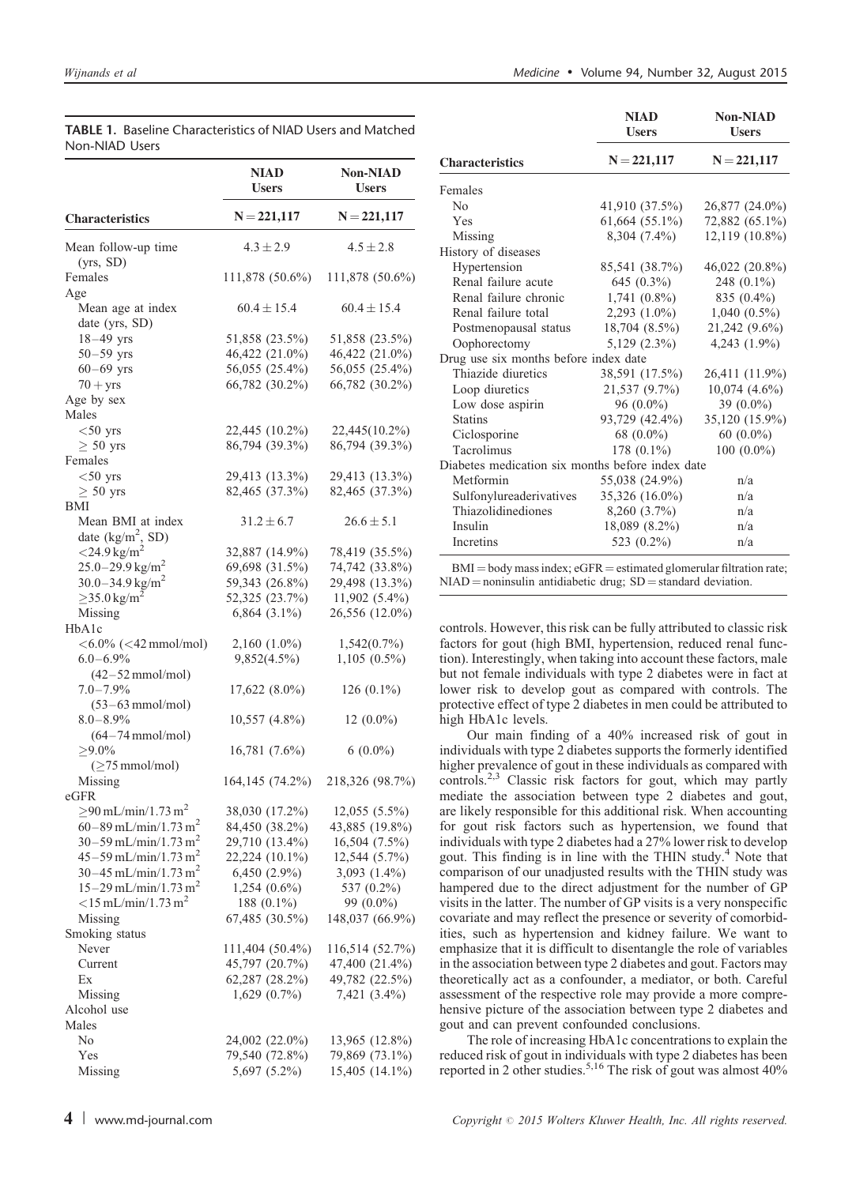**TABLE 1.** Baseline Characteristics of NIAD Users and Matched Non-NIAD Users

| Characteristics | NIAD Users N = 221,117 | Non-NIAD Users N = 221,117 |
|---|---|---|
| Mean follow-up time (yrs, SD) | 4.3 ± 2.9 | 4.5 ± 2.8 |
| Females | 111,878 (50.6%) | 111,878 (50.6%) |
| Age | | |
| Mean age at index date (yrs, SD) | 60.4 ± 15.4 | 60.4 ± 15.4 |
| 18–49 yrs | 51,858 (23.5%) | 51,858 (23.5%) |
| 50–59 yrs | 46,422 (21.0%) | 46,422 (21.0%) |
| 60–69 yrs | 56,055 (25.4%) | 56,055 (25.4%) |
| 70 + yrs | 66,782 (30.2%) | 66,782 (30.2%) |
| Age by sex | | |
| Males | | |
| <50 yrs | 22,445 (10.2%) | 22,445(10.2%) |
| ≥ 50 yrs | 86,794 (39.3%) | 86,794 (39.3%) |
| Females | | |
| <50 yrs | 29,413 (13.3%) | 29,413 (13.3%) |
| ≥ 50 yrs | 82,465 (37.3%) | 82,465 (37.3%) |
| BMI | | |
| Mean BMI at index date ($kg/m^2$, SD) | 31.2 ± 6.7 | 26.6 ± 5.1 |
| <24.9 $kg/m^2$ | 32,887 (14.9%) | 78,419 (35.5%) |
| 25.0–29.9 $kg/m^2$ | 69,698 (31.5%) | 74,742 (33.8%) |
| 30.0–34.9 $kg/m^2$ | 59,343 (26.8%) | 29,498 (13.3%) |
| ≥35.0 $kg/m^2$ | 52,325 (23.7%) | 11,902 (5.4%) |
| Missing | 6,864 (3.1%) | 26,556 (12.0%) |
| HbA1c | | |
| <6.0% (<42 mmol/mol) | 2,160 (1.0%) | 1,542(0.7%) |
| 6.0–6.9% (42–52 mmol/mol) | 9,852(4.5%) | 1,105 (0.5%) |
| 7.0–7.9% (53–63 mmol/mol) | 17,622 (8.0%) | 126 (0.1%) |
| 8.0–8.9% (64–74 mmol/mol) | 10,557 (4.8%) | 12 (0.0%) |
| ≥9.0% (≥75 mmol/mol) | 16,781 (7.6%) | 6 (0.0%) |
| Missing | 164,145 (74.2%) | 218,326 (98.7%) |
| eGFR | | |
| ≥90 mL/min/1.73 $m^2$ | 38,030 (17.2%) | 12,055 (5.5%) |
| 60–89 mL/min/1.73 $m^2$ | 84,450 (38.2%) | 43,885 (19.8%) |
| 30–59 mL/min/1.73 $m^2$ | 29,710 (13.4%) | 16,504 (7.5%) |
| 45–59 mL/min/1.73 $m^2$ | 22,224 (10.1%) | 12,544 (5.7%) |
| 30–45 mL/min/1.73 $m^2$ | 6,450 (2.9%) | 3,093 (1.4%) |
| 15–29 mL/min/1.73 $m^2$ | 1,254 (0.6%) | 537 (0.2%) |
| <15 mL/min/1.73 $m^2$ | 188 (0.1%) | 99 (0.0%) |
| Missing | 67,485 (30.5%) | 148,037 (66.9%) |
| Smoking status | | |
| Never | 111,404 (50.4%) | 116,514 (52.7%) |
| Current | 45,797 (20.7%) | 47,400 (21.4%) |
| Ex | 62,287 (28.2%) | 49,782 (22.5%) |
| Missing | 1,629 (0.7%) | 7,421 (3.4%) |
| Alcohol use | | |
| Males | | |
| No | 24,002 (22.0%) | 13,965 (12.8%) |
| Yes | 79,540 (72.8%) | 79,869 (73.1%) |
| Missing | 5,697 (5.2%) | 15,405 (14.1%) |
| Females | | |
| No | 41,910 (37.5%) | 26,877 (24.0%) |
| Yes | 61,664 (55.1%) | 72,882 (65.1%) |
| Missing | 8,304 (7.4%) | 12,119 (10.8%) |
| History of diseases | | |
| Hypertension | 85,541 (38.7%) | 46,022 (20.8%) |
| Renal failure acute | 645 (0.3%) | 248 (0.1%) |
| Renal failure chronic | 1,741 (0.8%) | 835 (0.4%) |
| Renal failure total | 2,293 (1.0%) | 1,040 (0.5%) |
| Postmenopausal status | 18,704 (8.5%) | 21,242 (9.6%) |
| Oophorectomy | 5,129 (2.3%) | 4,243 (1.9%) |
| Drug use six months before index date | | |
| Thiazide diuretics | 38,591 (17.5%) | 26,411 (11.9%) |
| Loop diuretics | 21,537 (9.7%) | 10,074 (4.6%) |
| Low dose aspirin | 96 (0.0%) | 39 (0.0%) |
| Statins | 93,729 (42.4%) | 35,120 (15.9%) |
| Ciclosporine | 68 (0.0%) | 60 (0.0%) |
| Tacrolimus | 178 (0.1%) | 100 (0.0%) |
| Diabetes medication six months before index date | | |
| Metformin | 55,038 (24.9%) | n/a |
| Sulfonylureaderivatives | 35,326 (16.0%) | n/a |
| Thiazolidinediones | 8,260 (3.7%) | n/a |
| Insulin | 18,089 (8.2%) | n/a |
| Incretins | 523 (0.2%) | n/a |

BMI = body mass index; eGFR = estimated glomerular filtration rate; NIAD = noninsulin antidiabetic drug; SD = standard deviation.

controls. However, this risk can be fully attributed to classic risk factors for gout (high BMI, hypertension, reduced renal function). Interestingly, when taking into account these factors, male but not female individuals with type 2 diabetes were in fact at lower risk to develop gout as compared with controls. The protective effect of type 2 diabetes in men could be attributed to high HbA1c levels.

Our main finding of a 40% increased risk of gout in individuals with type 2 diabetes supports the formerly identified higher prevalence of gout in these individuals as compared with controls.[2,3] Classic risk factors for gout, which may partly mediate the association between type 2 diabetes and gout, are likely responsible for this additional risk. When accounting for gout risk factors such as hypertension, we found that individuals with type 2 diabetes had a 27% lower risk to develop gout. This finding is in line with the THIN study.[4] Note that comparison of our unadjusted results with the THIN study was hampered due to the direct adjustment for the number of GP visits in the latter. The number of GP visits is a very nonspecific covariate and may reflect the presence or severity of comorbidities, such as hypertension and kidney failure. We want to emphasize that it is difficult to disentangle the role of variables in the association between type 2 diabetes and gout. Factors may theoretically act as a confounder, a mediator, or both. Careful assessment of the respective role may provide a more comprehensive picture of the association between type 2 diabetes and gout and can prevent confounded conclusions.

The role of increasing HbA1c concentrations to explain the reduced risk of gout in individuals with type 2 diabetes has been reported in 2 other studies.[5,16] The risk of gout was almost 40%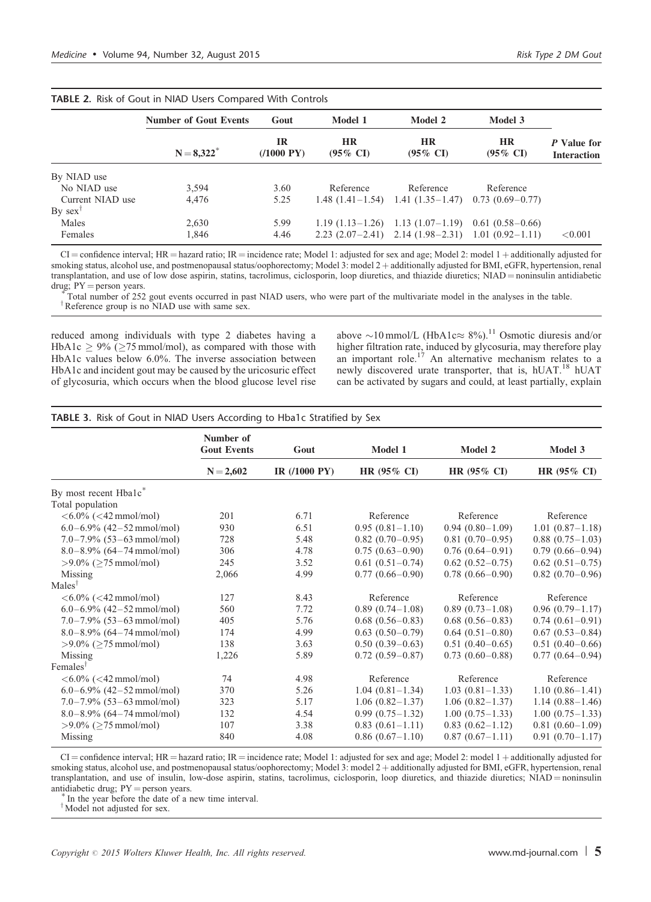**TABLE 2.** Risk of Gout in NIAD Users Compared With Controls

| | Number of Gout Events | Gout | Model 1 | Model 2 | Model 3 | |
|---|---|---|---|---|---|---|
| | N = 8,322* | IR (/1000 PY) | HR (95% CI) | HR (95% CI) | HR (95% CI) | *P* Value for Interaction |
| By NIAD use | | | | | | |
| No NIAD use | 3,594 | 3.60 | Reference | Reference | Reference | |
| Current NIAD use | 4,476 | 5.25 | 1.48 (1.41–1.54) | 1.41 (1.35–1.47) | 0.73 (0.69–0.77) | |
| By sex† | | | | | | |
| Males | 2,630 | 5.99 | 1.19 (1.13–1.26) | 1.13 (1.07–1.19) | 0.61 (0.58–0.66) | |
| Females | 1,846 | 4.46 | 2.23 (2.07–2.41) | 2.14 (1.98–2.31) | 1.01 (0.92–1.11) | <0.001 |

CI = confidence interval; HR = hazard ratio; IR = incidence rate; Model 1: adjusted for sex and age; Model 2: model 1 + additionally adjusted for smoking status, alcohol use, and postmenopausal status/oophorectomy; Model 3: model 2 + additionally adjusted for BMI, eGFR, hypertension, renal transplantation, and use of low dose aspirin, statins, tacrolimus, ciclosporin, loop diuretics, and thiazide diuretics; NIAD = noninsulin antidiabetic drug; PY = person years.

*Total number of 252 gout events occurred in past NIAD users, who were part of the multivariate model in the analyses in the table.

†Reference group is no NIAD use with same sex.

reduced among individuals with type 2 diabetes having a HbA1c ≥ 9% (≥75 mmol/mol), as compared with those with HbA1c values below 6.0%. The inverse association between HbA1c and incident gout may be caused by the uricosuric effect of glycosuria, which occurs when the blood glucose level rise above ~10 mmol/L (HbA1c≈ 8%).[11] Osmotic diuresis and/or higher filtration rate, induced by glycosuria, may therefore play an important role.[17] An alternative mechanism relates to a newly discovered urate transporter, that is, hUAT.[18] hUAT can be activated by sugars and could, at least partially, explain

**TABLE 3.** Risk of Gout in NIAD Users According to Hba1c Stratified by Sex

| | Number of Gout Events | Gout | Model 1 | Model 2 | Model 3 |
|---|---|---|---|---|---|
| | N = 2,602 | IR (/1000 PY) | HR (95% CI) | HR (95% CI) | HR (95% CI) |
| By most recent Hba1c* | | | | | |
| Total population | | | | | |
| <6.0% (<42 mmol/mol) | 201 | 6.71 | Reference | Reference | Reference |
| 6.0–6.9% (42–52 mmol/mol) | 930 | 6.51 | 0.95 (0.81–1.10) | 0.94 (0.80–1.09) | 1.01 (0.87–1.18) |
| 7.0–7.9% (53–63 mmol/mol) | 728 | 5.48 | 0.82 (0.70–0.95) | 0.81 (0.70–0.95) | 0.88 (0.75–1.03) |
| 8.0–8.9% (64–74 mmol/mol) | 306 | 4.78 | 0.75 (0.63–0.90) | 0.76 (0.64–0.91) | 0.79 (0.66–0.94) |
| >9.0% (≥75 mmol/mol) | 245 | 3.52 | 0.61 (0.51–0.74) | 0.62 (0.52–0.75) | 0.62 (0.51–0.75) |
| Missing | 2,066 | 4.99 | 0.77 (0.66–0.90) | 0.78 (0.66–0.90) | 0.82 (0.70–0.96) |
| Males† | | | | | |
| <6.0% (<42 mmol/mol) | 127 | 8.43 | Reference | Reference | Reference |
| 6.0–6.9% (42–52 mmol/mol) | 560 | 7.72 | 0.89 (0.74–1.08) | 0.89 (0.73–1.08) | 0.96 (0.79–1.17) |
| 7.0–7.9% (53–63 mmol/mol) | 405 | 5.76 | 0.68 (0.56–0.83) | 0.68 (0.56–0.83) | 0.74 (0.61–0.91) |
| 8.0–8.9% (64–74 mmol/mol) | 174 | 4.99 | 0.63 (0.50–0.79) | 0.64 (0.51–0.80) | 0.67 (0.53–0.84) |
| >9.0% (≥75 mmol/mol) | 138 | 3.63 | 0.50 (0.39–0.63) | 0.51 (0.40–0.65) | 0.51 (0.40–0.66) |
| Missing | 1,226 | 5.89 | 0.72 (0.59–0.87) | 0.73 (0.60–0.88) | 0.77 (0.64–0.94) |
| Females† | | | | | |
| <6.0% (<42 mmol/mol) | 74 | 4.98 | Reference | Reference | Reference |
| 6.0–6.9% (42–52 mmol/mol) | 370 | 5.26 | 1.04 (0.81–1.34) | 1.03 (0.81–1.33) | 1.10 (0.86–1.41) |
| 7.0–7.9% (53–63 mmol/mol) | 323 | 5.17 | 1.06 (0.82–1.37) | 1.06 (0.82–1.37) | 1.14 (0.88–1.46) |
| 8.0–8.9% (64–74 mmol/mol) | 132 | 4.54 | 0.99 (0.75–1.32) | 1.00 (0.75–1.33) | 1.00 (0.75–1.33) |
| >9.0% (≥75 mmol/mol) | 107 | 3.38 | 0.83 (0.61–1.11) | 0.83 (0.62–1.12) | 0.81 (0.60–1.09) |
| Missing | 840 | 4.08 | 0.86 (0.67–1.10) | 0.87 (0.67–1.11) | 0.91 (0.70–1.17) |

CI = confidence interval; HR = hazard ratio; IR = incidence rate; Model 1: adjusted for sex and age; Model 2: model 1 + additionally adjusted for smoking status, alcohol use, and postmenopausal status/oophorectomy; Model 3: model 2 + additionally adjusted for BMI, eGFR, hypertension, renal transplantation, and use of insulin, low-dose aspirin, statins, tacrolimus, ciclosporin, loop diuretics, and thiazide diuretics; NIAD = noninsulin antidiabetic drug; PY = person years.

*In the year before the date of a new time interval.

†Model not adjusted for sex.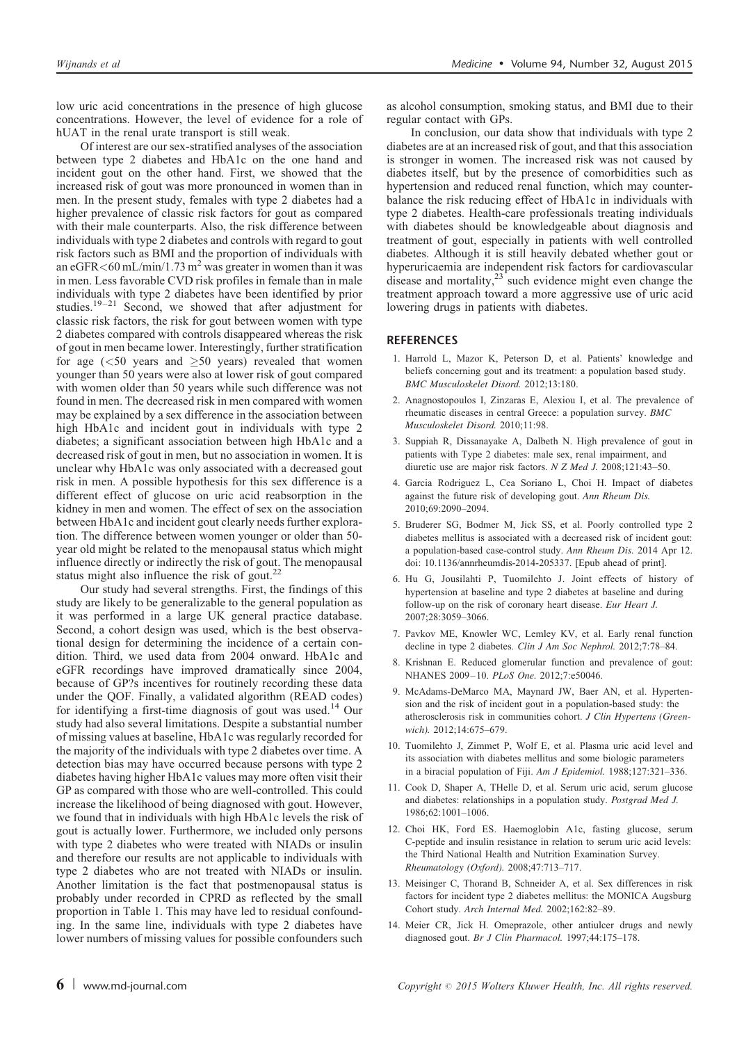low uric acid concentrations in the presence of high glucose concentrations. However, the level of evidence for a role of hUAT in the renal urate transport is still weak.

Of interest are our sex-stratified analyses of the association between type 2 diabetes and HbA1c on the one hand and incident gout on the other hand. First, we showed that the increased risk of gout was more pronounced in women than in men. In the present study, females with type 2 diabetes had a higher prevalence of classic risk factors for gout as compared with their male counterparts. Also, the risk difference between individuals with type 2 diabetes and controls with regard to gout risk factors such as BMI and the proportion of individuals with an eGFR $<60\,\text{mL/min}/1.73\,\text{m}^2$ was greater in women than it was in men. Less favorable CVD risk profiles in female than in male individuals with type 2 diabetes have been identified by prior studies.[19–21] Second, we showed that after adjustment for classic risk factors, the risk for gout between women with type 2 diabetes compared with controls disappeared whereas the risk of gout in men became lower. Interestingly, further stratification for age ($<50$ years and $\geq 50$ years) revealed that women younger than 50 years were also at lower risk of gout compared with women older than 50 years while such difference was not found in men. The decreased risk in men compared with women may be explained by a sex difference in the association between high HbA1c and incident gout in individuals with type 2 diabetes; a significant association between high HbA1c and a decreased risk of gout in men, but no association in women. It is unclear why HbA1c was only associated with a decreased gout risk in men. A possible hypothesis for this sex difference is a different effect of glucose on uric acid reabsorption in the kidney in men and women. The effect of sex on the association between HbA1c and incident gout clearly needs further exploration. The difference between women younger or older than 50-year old might be related to the menopausal status which might influence directly or indirectly the risk of gout. The menopausal status might also influence the risk of gout.[22]

Our study had several strengths. First, the findings of this study are likely to be generalizable to the general population as it was performed in a large UK general practice database. Second, a cohort design was used, which is the best observational design for determining the incidence of a certain condition. Third, we used data from 2004 onward. HbA1c and eGFR recordings have improved dramatically since 2004, because of GP?s incentives for routinely recording these data under the QOF. Finally, a validated algorithm (READ codes) for identifying a first-time diagnosis of gout was used.[14] Our study had also several limitations. Despite a substantial number of missing values at baseline, HbA1c was regularly recorded for the majority of the individuals with type 2 diabetes over time. A detection bias may have occurred because persons with type 2 diabetes having higher HbA1c values may more often visit their GP as compared with those who are well-controlled. This could increase the likelihood of being diagnosed with gout. However, we found that in individuals with high HbA1c levels the risk of gout is actually lower. Furthermore, we included only persons with type 2 diabetes who were treated with NIADs or insulin and therefore our results are not applicable to individuals with type 2 diabetes who are not treated with NIADs or insulin. Another limitation is the fact that postmenopausal status is probably under recorded in CPRD as reflected by the small proportion in Table 1. This may have led to residual confounding. In the same line, individuals with type 2 diabetes have lower numbers of missing values for possible confounders such as alcohol consumption, smoking status, and BMI due to their regular contact with GPs.

In conclusion, our data show that individuals with type 2 diabetes are at an increased risk of gout, and that this association is stronger in women. The increased risk was not caused by diabetes itself, but by the presence of comorbidities such as hypertension and reduced renal function, which may counterbalance the risk reducing effect of HbA1c in individuals with type 2 diabetes. Health-care professionals treating individuals with diabetes should be knowledgeable about diagnosis and treatment of gout, especially in patients with well controlled diabetes. Although it is still heavily debated whether gout or hyperuricaemia are independent risk factors for cardiovascular disease and mortality,[23] such evidence might even change the treatment approach toward a more aggressive use of uric acid lowering drugs in patients with diabetes.

## REFERENCES

1. Harrold L, Mazor K, Peterson D, et al. Patients' knowledge and beliefs concerning gout and its treatment: a population based study. *BMC Musculoskelet Disord.* 2012;13:180.
2. Anagnostopoulos I, Zinzaras E, Alexiou I, et al. The prevalence of rheumatic diseases in central Greece: a population survey. *BMC Musculoskelet Disord.* 2010;11:98.
3. Suppiah R, Dissanayake A, Dalbeth N. High prevalence of gout in patients with Type 2 diabetes: male sex, renal impairment, and diuretic use are major risk factors. *N Z Med J.* 2008;121:43–50.
4. Garcia Rodriguez L, Cea Soriano L, Choi H. Impact of diabetes against the future risk of developing gout. *Ann Rheum Dis.* 2010;69:2090–2094.
5. Bruderer SG, Bodmer M, Jick SS, et al. Poorly controlled type 2 diabetes mellitus is associated with a decreased risk of incident gout: a population-based case-control study. *Ann Rheum Dis.* 2014 Apr 12. doi: 10.1136/annrheumdis-2014-205337. [Epub ahead of print].
6. Hu G, Jousilahti P, Tuomilehto J. Joint effects of history of hypertension at baseline and type 2 diabetes at baseline and during follow-up on the risk of coronary heart disease. *Eur Heart J.* 2007;28:3059–3066.
7. Pavkov ME, Knowler WC, Lemley KV, et al. Early renal function decline in type 2 diabetes. *Clin J Am Soc Nephrol.* 2012;7:78–84.
8. Krishnan E. Reduced glomerular function and prevalence of gout: NHANES 2009–10. *PLoS One.* 2012;7:e50046.
9. McAdams-DeMarco MA, Maynard JW, Baer AN, et al. Hypertension and the risk of incident gout in a population-based study: the atherosclerosis risk in communities cohort. *J Clin Hypertens (Greenwich).* 2012;14:675–679.
10. Tuomilehto J, Zimmet P, Wolf E, et al. Plasma uric acid level and its association with diabetes mellitus and some biologic parameters in a biracial population of Fiji. *Am J Epidemiol.* 1988;127:321–336.
11. Cook D, Shaper A, THelle D, et al. Serum uric acid, serum glucose and diabetes: relationships in a population study. *Postgrad Med J.* 1986;62:1001–1006.
12. Choi HK, Ford ES. Haemoglobin A1c, fasting glucose, serum C-peptide and insulin resistance in relation to serum uric acid levels: the Third National Health and Nutrition Examination Survey. *Rheumatology (Oxford).* 2008;47:713–717.
13. Meisinger C, Thorand B, Schneider A, et al. Sex differences in risk factors for incident type 2 diabetes mellitus: the MONICA Augsburg Cohort study. *Arch Internal Med.* 2002;162:82–89.
14. Meier CR, Jick H. Omeprazole, other antiulcer drugs and newly diagnosed gout. *Br J Clin Pharmacol.* 1997;44:175–178.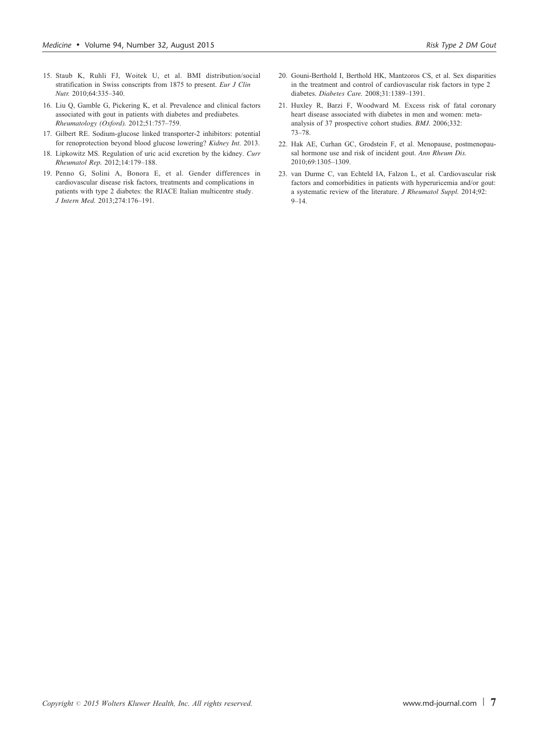15. Staub K, Ruhli FJ, Woitek U, et al. BMI distribution/social stratification in Swiss conscripts from 1875 to present. *Eur J Clin Nutr.* 2010;64:335–340.
16. Liu Q, Gamble G, Pickering K, et al. Prevalence and clinical factors associated with gout in patients with diabetes and prediabetes. *Rheumatology (Oxford).* 2012;51:757–759.
17. Gilbert RE. Sodium-glucose linked transporter-2 inhibitors: potential for renoprotection beyond blood glucose lowering? *Kidney Int.* 2013.
18. Lipkowitz MS. Regulation of uric acid excretion by the kidney. *Curr Rheumatol Rep.* 2012;14:179–188.
19. Penno G, Solini A, Bonora E, et al. Gender differences in cardiovascular disease risk factors, treatments and complications in patients with type 2 diabetes: the RIACE Italian multicentre study. *J Intern Med.* 2013;274:176–191.
20. Gouni-Berthold I, Berthold HK, Mantzoros CS, et al. Sex disparities in the treatment and control of cardiovascular risk factors in type 2 diabetes. *Diabetes Care.* 2008;31:1389–1391.
21. Huxley R, Barzi F, Woodward M. Excess risk of fatal coronary heart disease associated with diabetes in men and women: meta-analysis of 37 prospective cohort studies. *BMJ.* 2006;332:73–78.
22. Hak AE, Curhan GC, Grodstein F, et al. Menopause, postmenopausal hormone use and risk of incident gout. *Ann Rheum Dis.* 2010;69:1305–1309.
23. van Durme C, van Echteld IA, Falzon L, et al. Cardiovascular risk factors and comorbidities in patients with hyperuricemia and/or gout: a systematic review of the literature. *J Rheumatol Suppl.* 2014;92:9–14.